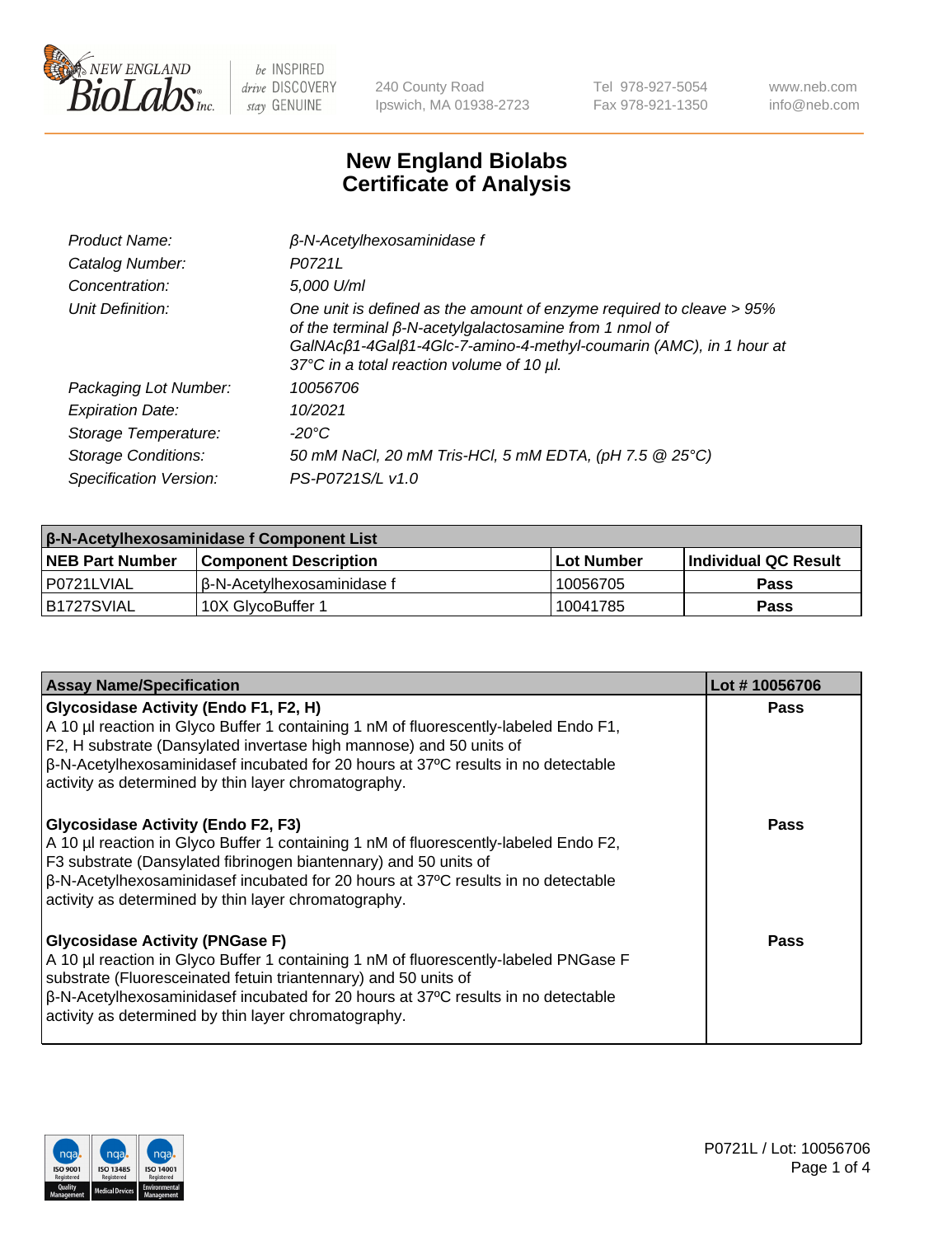# New England Biolabs
## Certificate of Analysis

| | |
|---|---|
| *Product Name:* | *β-N-Acetylhexosaminidase f* |
| *Catalog Number:* | *P0721L* |
| *Concentration:* | *5,000 U/ml* |
| *Unit Definition:* | *One unit is defined as the amount of enzyme required to cleave > 95% of the terminal β-N-acetylgalactosamine from 1 nmol of GalNAcβ1-4Galβ1-4Glc-7-amino-4-methyl-coumarin (AMC), in 1 hour at 37°C in a total reaction volume of 10 µl.* |
| *Packaging Lot Number:* | *10056706* |
| *Expiration Date:* | *10/2021* |
| *Storage Temperature:* | *-20°C* |
| *Storage Conditions:* | *50 mM NaCl, 20 mM Tris-HCl, 5 mM EDTA, (pH 7.5 @ 25°C)* |
| *Specification Version:* | *PS-P0721S/L v1.0* |

| β-N-Acetylhexosaminidase f Component List | | | |
|---|---|---|---|
| **NEB Part Number** | **Component Description** | **Lot Number** | **Individual QC Result** |
| P0721LVIAL | β-N-Acetylhexosaminidase f | 10056705 | **Pass** |
| B1727SVIAL | 10X GlycoBuffer 1 | 10041785 | **Pass** |

| Assay Name/Specification | Lot # 10056706 |
|---|---|
| **Glycosidase Activity (Endo F1, F2, H)**<br>A 10 µl reaction in Glyco Buffer 1 containing 1 nM of fluorescently-labeled Endo F1, F2, H substrate (Dansylated invertase high mannose) and 50 units of β-N-Acetylhexosaminidasef incubated for 20 hours at 37ºC results in no detectable activity as determined by thin layer chromatography. | **Pass** |
| **Glycosidase Activity (Endo F2, F3)**<br>A 10 µl reaction in Glyco Buffer 1 containing 1 nM of fluorescently-labeled Endo F2, F3 substrate (Dansylated fibrinogen biantennary) and 50 units of β-N-Acetylhexosaminidasef incubated for 20 hours at 37ºC results in no detectable activity as determined by thin layer chromatography. | **Pass** |
| **Glycosidase Activity (PNGase F)**<br>A 10 µl reaction in Glyco Buffer 1 containing 1 nM of fluorescently-labeled PNGase F substrate (Fluoresceinated fetuin triantennary) and 50 units of β-N-Acetylhexosaminidasef incubated for 20 hours at 37ºC results in no detectable activity as determined by thin layer chromatography. | **Pass** |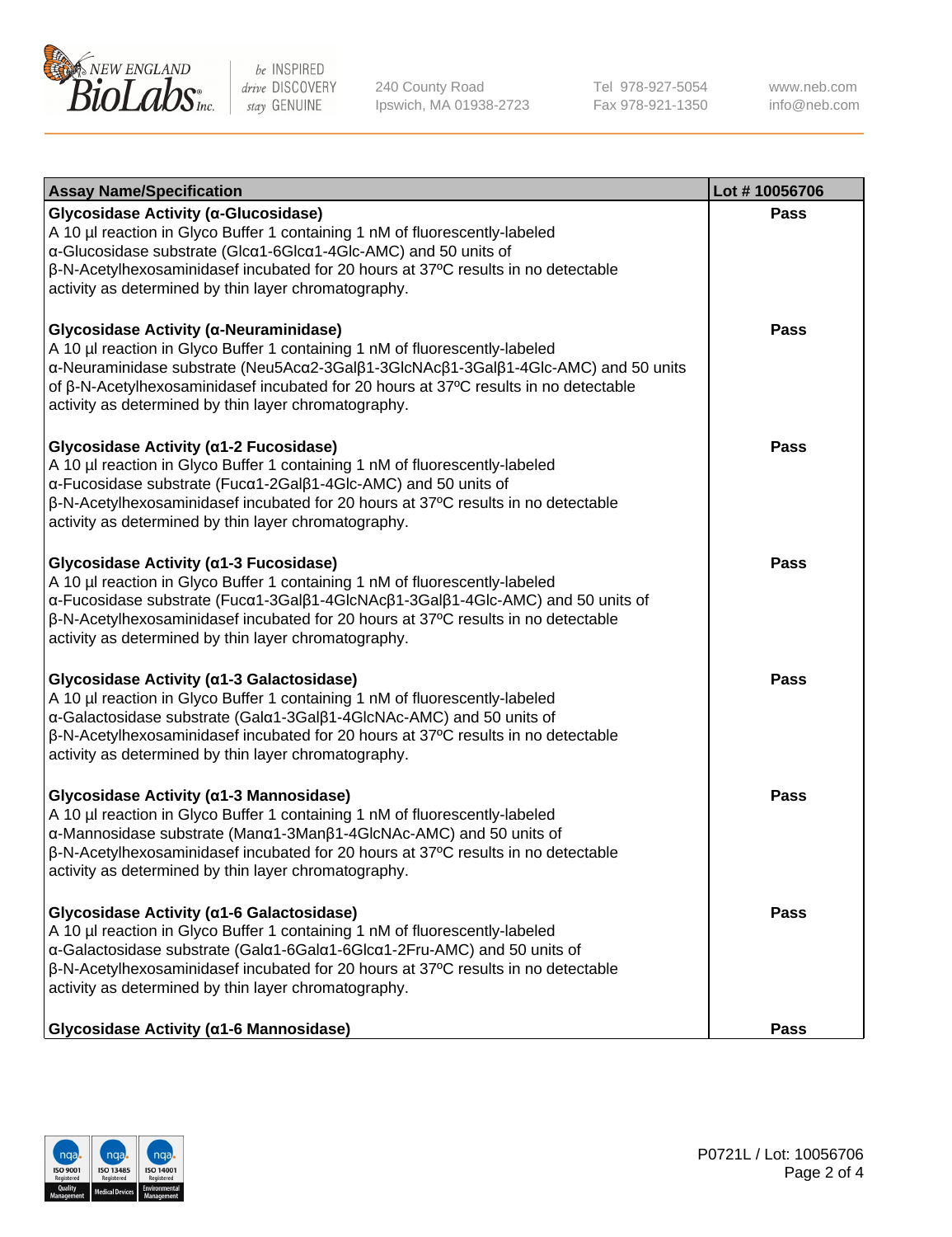| Assay Name/Specification | Lot # 10056706 |
|---|---|
| **Glycosidase Activity (α-Glucosidase)**<br>A 10 µl reaction in Glyco Buffer 1 containing 1 nM of fluorescently-labeled α-Glucosidase substrate (Glcα1-6Glcα1-4Glc-AMC) and 50 units of β-N-Acetylhexosaminidasef incubated for 20 hours at 37ºC results in no detectable activity as determined by thin layer chromatography. | Pass |
| **Glycosidase Activity (α-Neuraminidase)**<br>A 10 µl reaction in Glyco Buffer 1 containing 1 nM of fluorescently-labeled α-Neuraminidase substrate (Neu5Acα2-3Galβ1-3GlcNAcβ1-3Galβ1-4Glc-AMC) and 50 units of β-N-Acetylhexosaminidasef incubated for 20 hours at 37ºC results in no detectable activity as determined by thin layer chromatography. | Pass |
| **Glycosidase Activity (α1-2 Fucosidase)**<br>A 10 µl reaction in Glyco Buffer 1 containing 1 nM of fluorescently-labeled α-Fucosidase substrate (Fucα1-2Galβ1-4Glc-AMC) and 50 units of β-N-Acetylhexosaminidasef incubated for 20 hours at 37ºC results in no detectable activity as determined by thin layer chromatography. | Pass |
| **Glycosidase Activity (α1-3 Fucosidase)**<br>A 10 µl reaction in Glyco Buffer 1 containing 1 nM of fluorescently-labeled α-Fucosidase substrate (Fucα1-3Galβ1-4GlcNAcβ1-3Galβ1-4Glc-AMC) and 50 units of β-N-Acetylhexosaminidasef incubated for 20 hours at 37ºC results in no detectable activity as determined by thin layer chromatography. | Pass |
| **Glycosidase Activity (α1-3 Galactosidase)**<br>A 10 µl reaction in Glyco Buffer 1 containing 1 nM of fluorescently-labeled α-Galactosidase substrate (Galα1-3Galβ1-4GlcNAc-AMC) and 50 units of β-N-Acetylhexosaminidasef incubated for 20 hours at 37ºC results in no detectable activity as determined by thin layer chromatography. | Pass |
| **Glycosidase Activity (α1-3 Mannosidase)**<br>A 10 µl reaction in Glyco Buffer 1 containing 1 nM of fluorescently-labeled α-Mannosidase substrate (Manα1-3Manβ1-4GlcNAc-AMC) and 50 units of β-N-Acetylhexosaminidasef incubated for 20 hours at 37ºC results in no detectable activity as determined by thin layer chromatography. | Pass |
| **Glycosidase Activity (α1-6 Galactosidase)**<br>A 10 µl reaction in Glyco Buffer 1 containing 1 nM of fluorescently-labeled α-Galactosidase substrate (Galα1-6Galα1-6Glcα1-2Fru-AMC) and 50 units of β-N-Acetylhexosaminidasef incubated for 20 hours at 37ºC results in no detectable activity as determined by thin layer chromatography. | Pass |
| **Glycosidase Activity (α1-6 Mannosidase)** | Pass |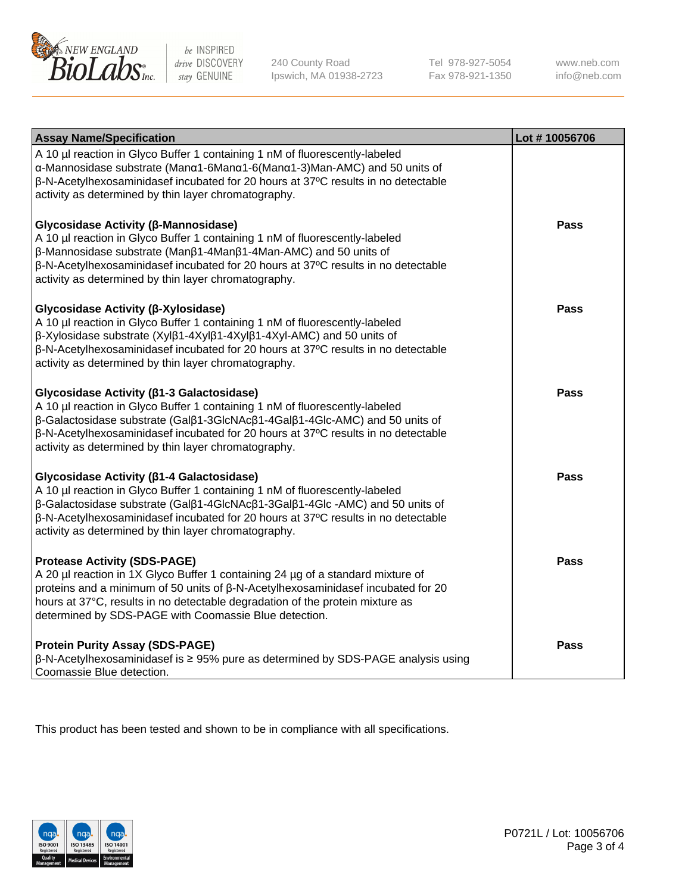| Assay Name/Specification | Lot # 10056706 |
|---|---|
| A 10 µl reaction in Glyco Buffer 1 containing 1 nM of fluorescently-labeled α-Mannosidase substrate (Manα1-6Manα1-6(Manα1-3)Man-AMC) and 50 units of β-N-Acetylhexosaminidasef incubated for 20 hours at 37ºC results in no detectable activity as determined by thin layer chromatography. | |
| **Glycosidase Activity (β-Mannosidase)**<br>A 10 µl reaction in Glyco Buffer 1 containing 1 nM of fluorescently-labeled β-Mannosidase substrate (Manβ1-4Manβ1-4Man-AMC) and 50 units of β-N-Acetylhexosaminidasef incubated for 20 hours at 37ºC results in no detectable activity as determined by thin layer chromatography. | **Pass** |
| **Glycosidase Activity (β-Xylosidase)**<br>A 10 µl reaction in Glyco Buffer 1 containing 1 nM of fluorescently-labeled β-Xylosidase substrate (Xylβ1-4Xylβ1-4Xylβ1-4Xyl-AMC) and 50 units of β-N-Acetylhexosaminidasef incubated for 20 hours at 37ºC results in no detectable activity as determined by thin layer chromatography. | **Pass** |
| **Glycosidase Activity (β1-3 Galactosidase)**<br>A 10 µl reaction in Glyco Buffer 1 containing 1 nM of fluorescently-labeled β-Galactosidase substrate (Galβ1-3GlcNAcβ1-4Galβ1-4Glc-AMC) and 50 units of β-N-Acetylhexosaminidasef incubated for 20 hours at 37ºC results in no detectable activity as determined by thin layer chromatography. | **Pass** |
| **Glycosidase Activity (β1-4 Galactosidase)**<br>A 10 µl reaction in Glyco Buffer 1 containing 1 nM of fluorescently-labeled β-Galactosidase substrate (Galβ1-4GlcNAcβ1-3Galβ1-4Glc -AMC) and 50 units of β-N-Acetylhexosaminidasef incubated for 20 hours at 37ºC results in no detectable activity as determined by thin layer chromatography. | **Pass** |
| **Protease Activity (SDS-PAGE)**<br>A 20 µl reaction in 1X Glyco Buffer 1 containing 24 µg of a standard mixture of proteins and a minimum of 50 units of β-N-Acetylhexosaminidasef incubated for 20 hours at 37°C, results in no detectable degradation of the protein mixture as determined by SDS-PAGE with Coomassie Blue detection. | **Pass** |
| **Protein Purity Assay (SDS-PAGE)**<br>β-N-Acetylhexosaminidasef is ≥ 95% pure as determined by SDS-PAGE analysis using Coomassie Blue detection. | **Pass** |

This product has been tested and shown to be in compliance with all specifications.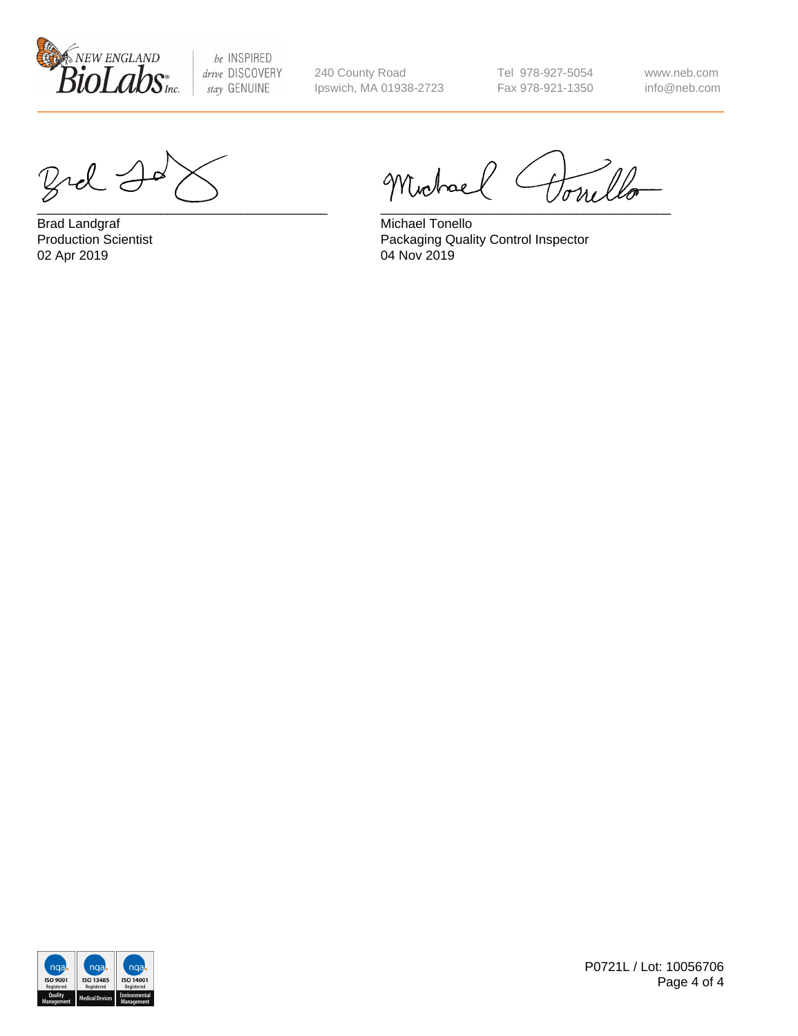Brad Landgraf
Production Scientist
02 Apr 2019

Michael Tonello
Packaging Quality Control Inspector
04 Nov 2019